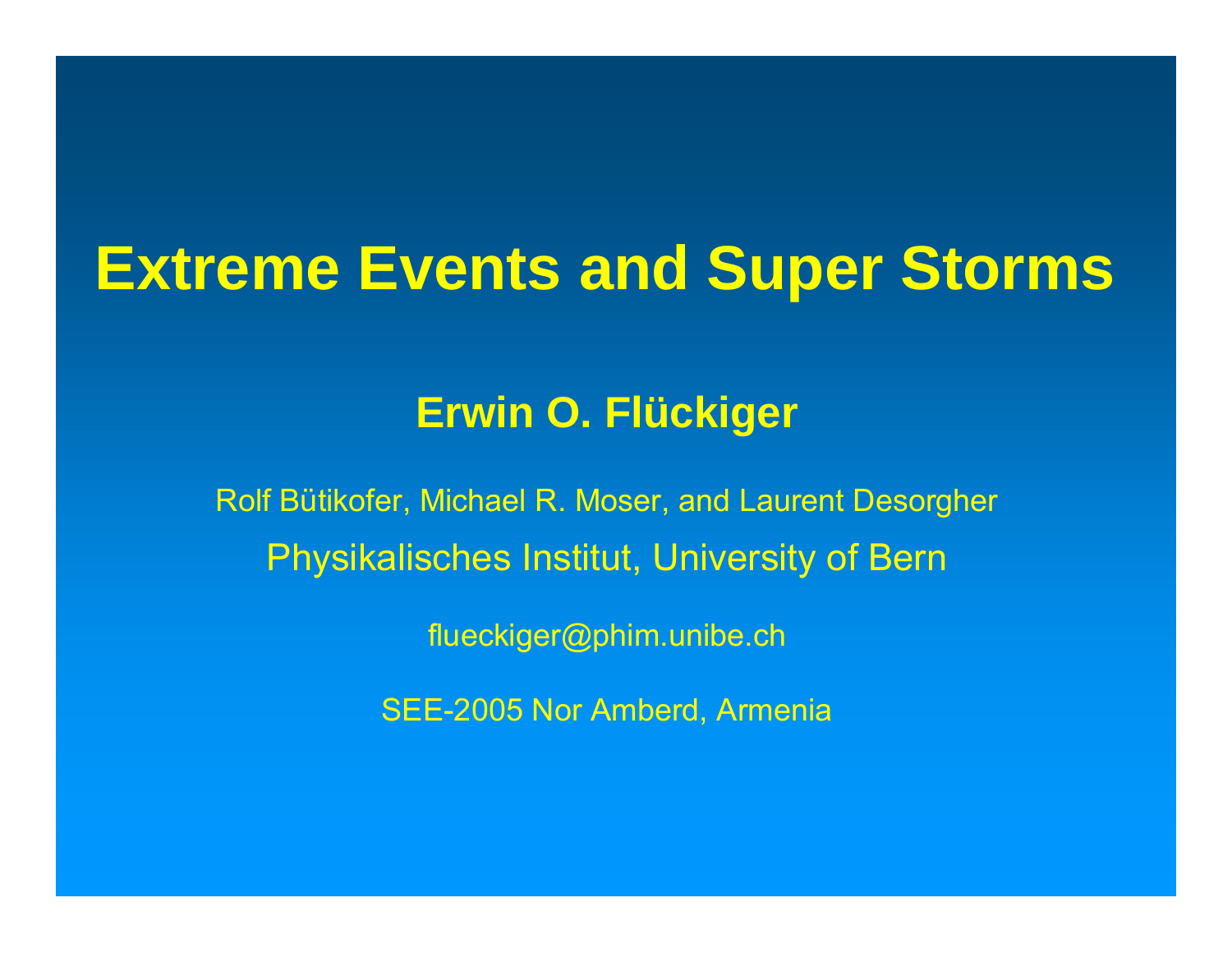# Extreme Events and Super Storms

**Erwin O. Flückiger**

Rolf Bütikofer, Michael R. Moser, and Laurent Desorgher

Physikalisches Institut, University of Bern

flueckiger@phim.unibe.ch

SEE-2005 Nor Amberd, Armenia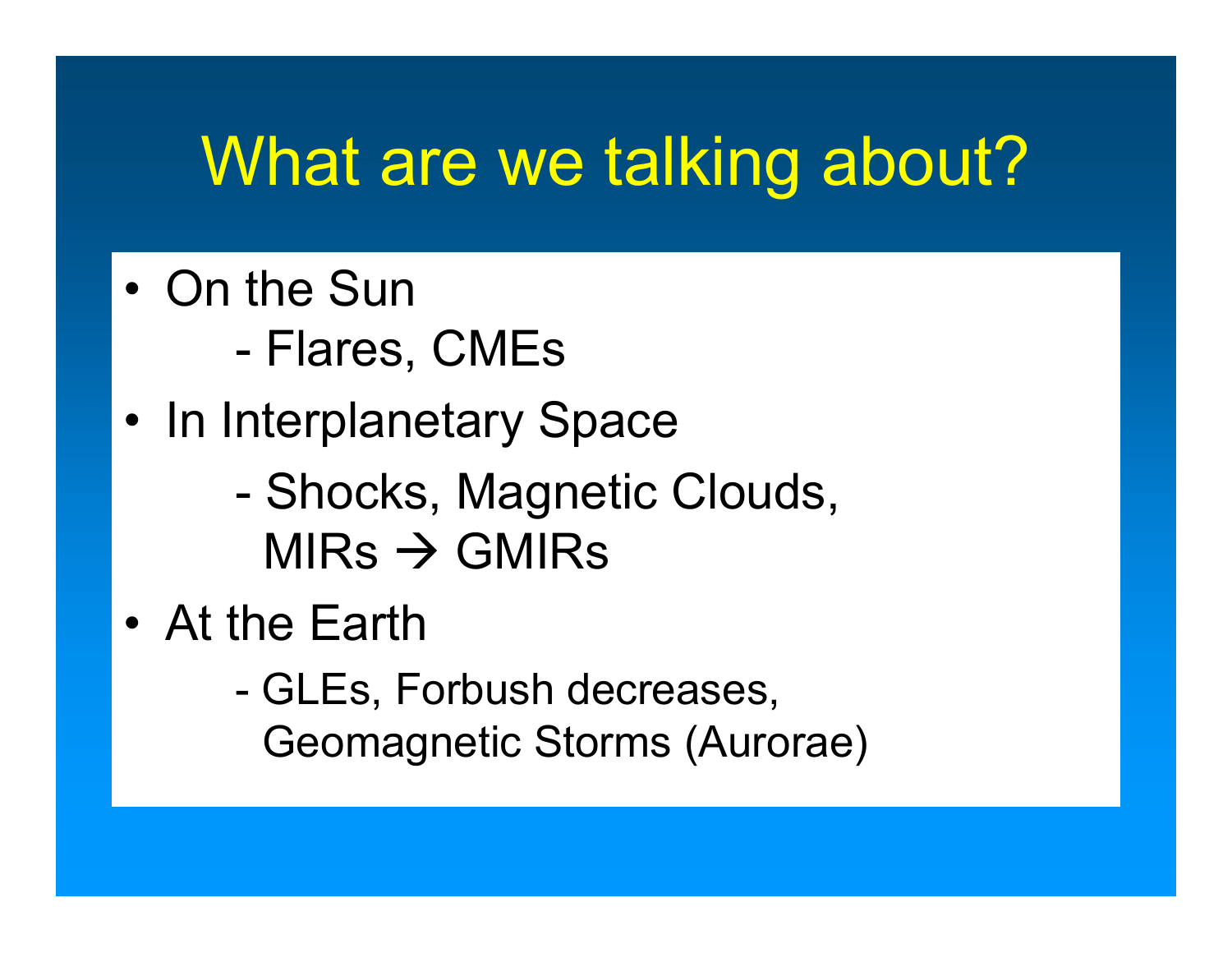# What are we talking about?

- On the Sun
  - Flares, CMEs
- In Interplanetary Space
  - Shocks, Magnetic Clouds, MIRs → GMIRs
- At the Earth
  - GLEs, Forbush decreases, Geomagnetic Storms (Aurorae)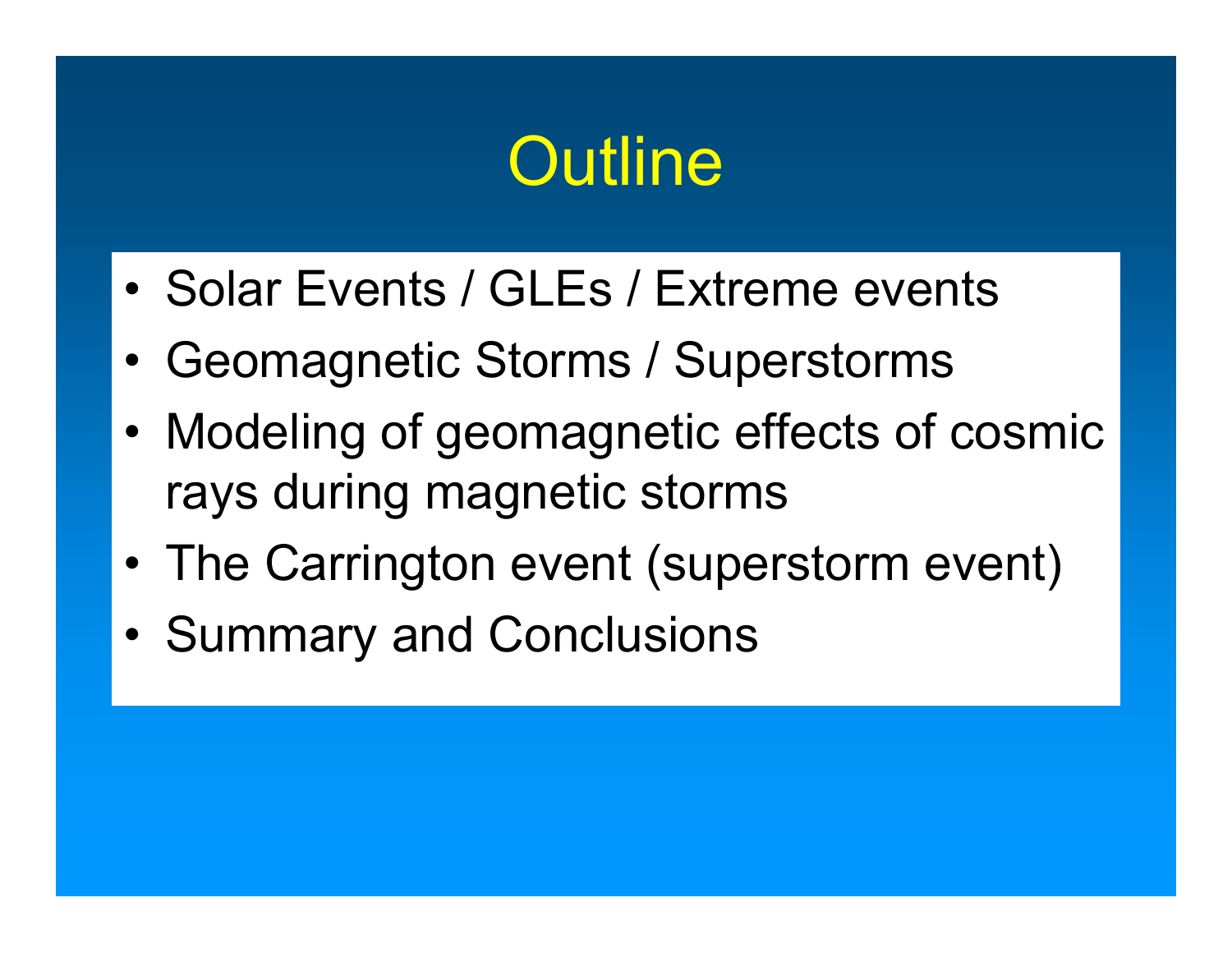# Outline

- Solar Events / GLEs / Extreme events
- Geomagnetic Storms / Superstorms
- Modeling of geomagnetic effects of cosmic rays during magnetic storms
- The Carrington event (superstorm event)
- Summary and Conclusions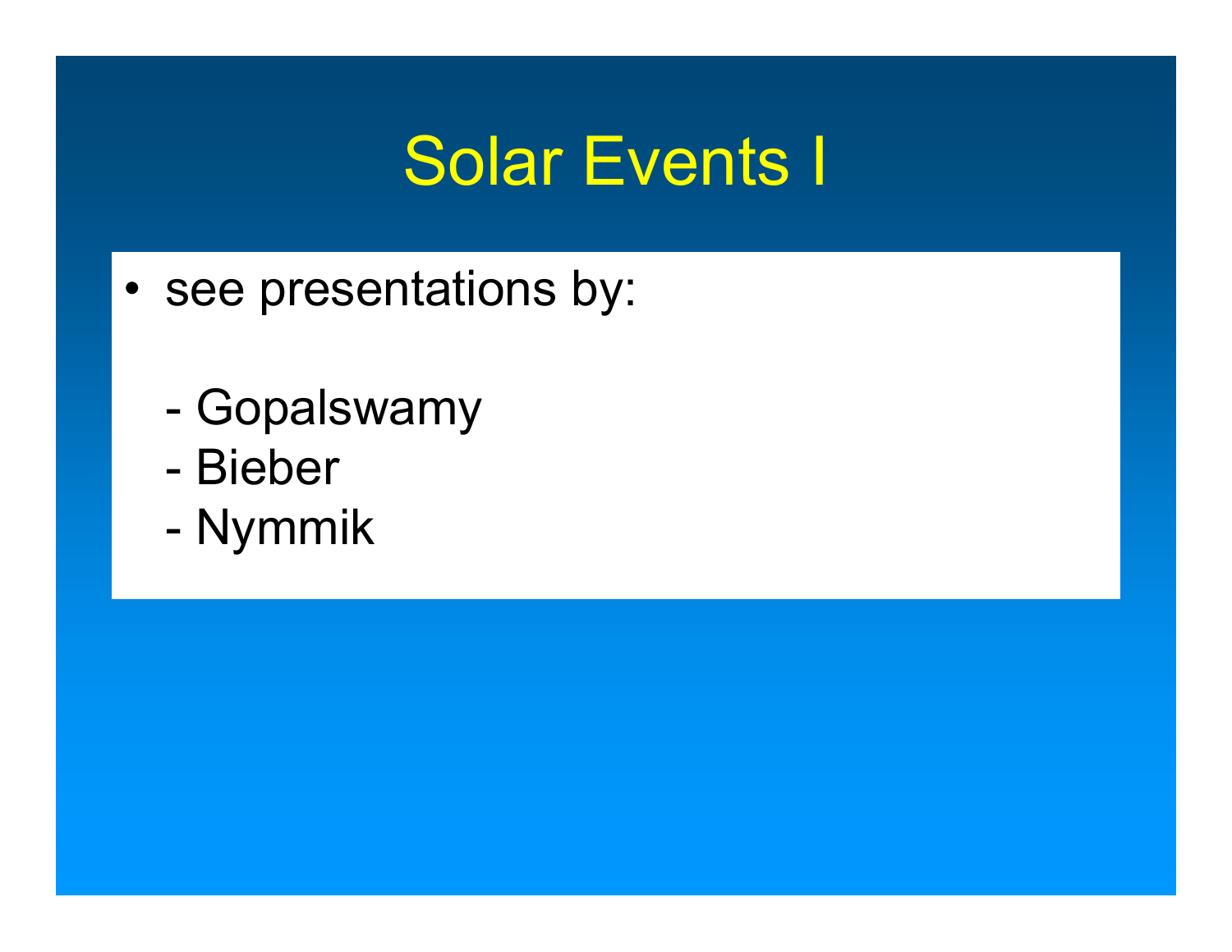# Solar Events I

- see presentations by:

  - Gopalswamy
  - Bieber
  - Nymmik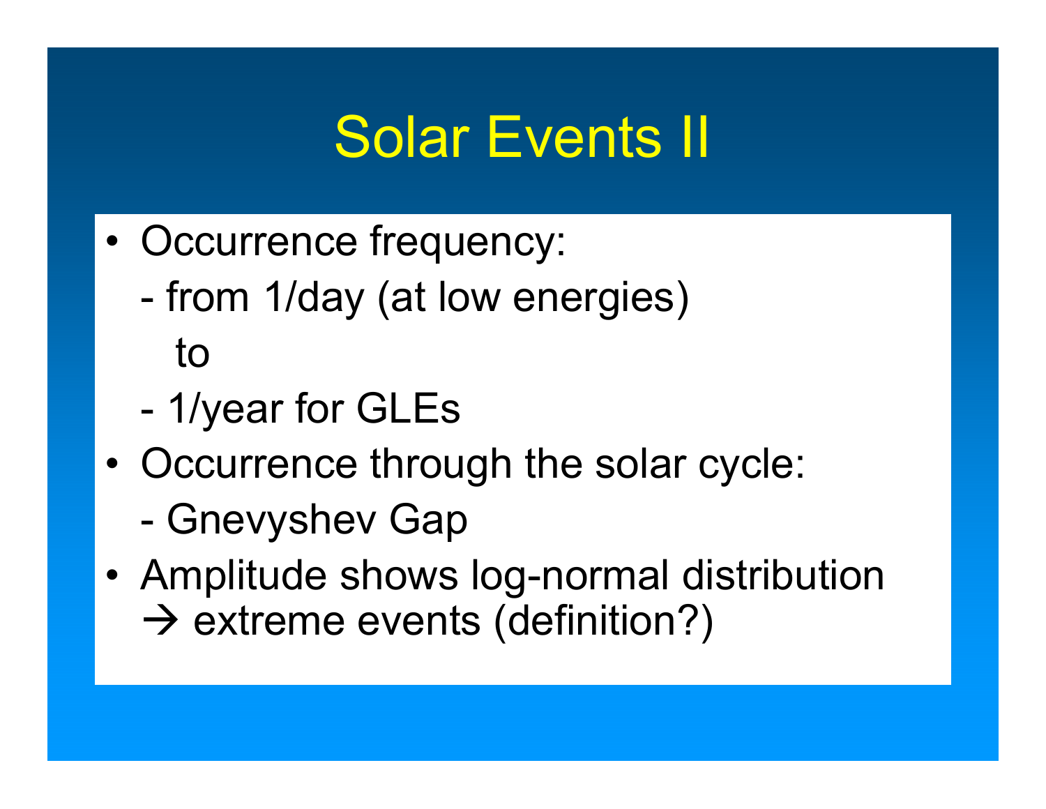# Solar Events II

- Occurrence frequency:
  - from 1/day (at low energies)
  
    to
  - 1/year for GLEs
- Occurrence through the solar cycle:
  - Gnevyshev Gap
- Amplitude shows log-normal distribution
  → extreme events (definition?)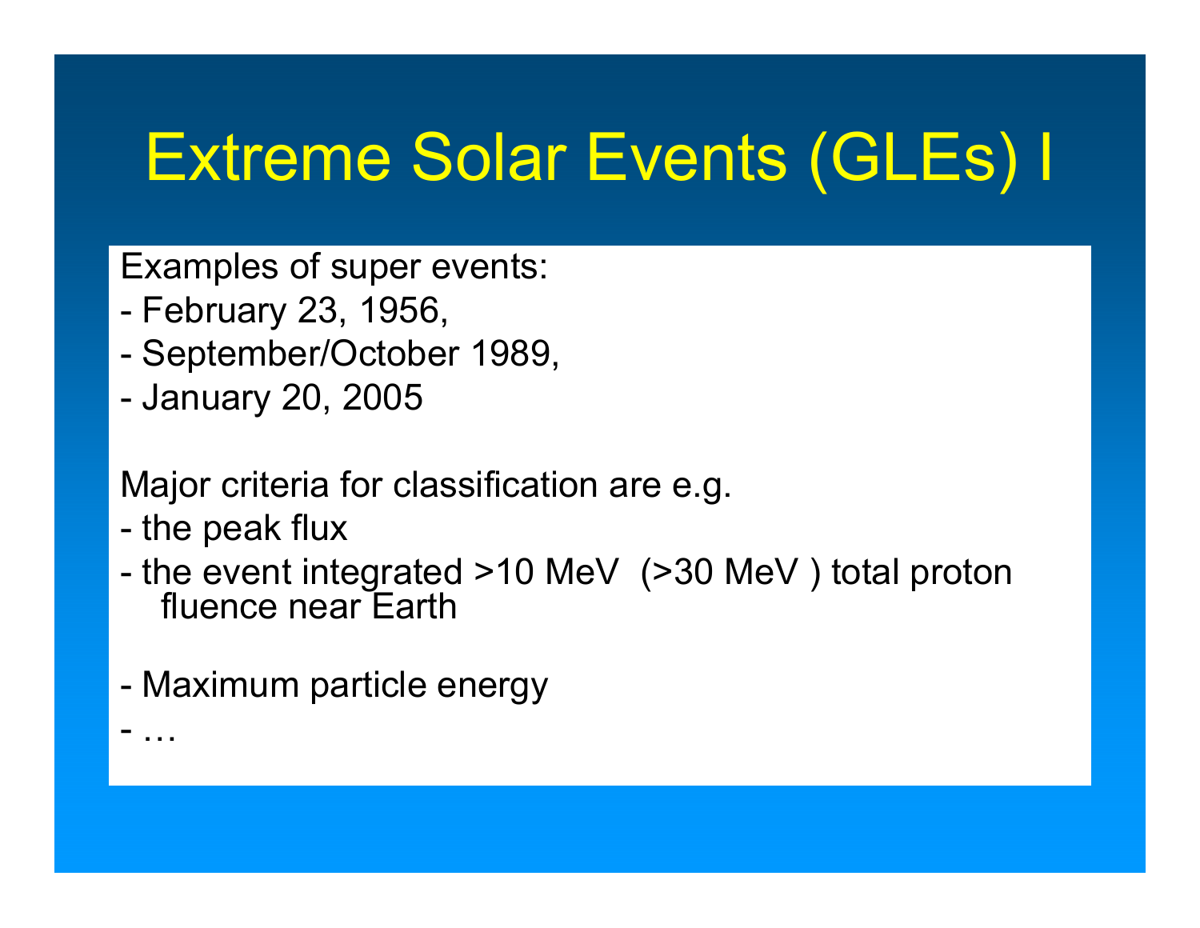# Extreme Solar Events (GLEs) I

Examples of super events:

- February 23, 1956,
- September/October 1989,
- January 20, 2005

Major criteria for classification are e.g.

- the peak flux
- the event integrated >10 MeV (>30 MeV ) total proton fluence near Earth

- Maximum particle energy
- …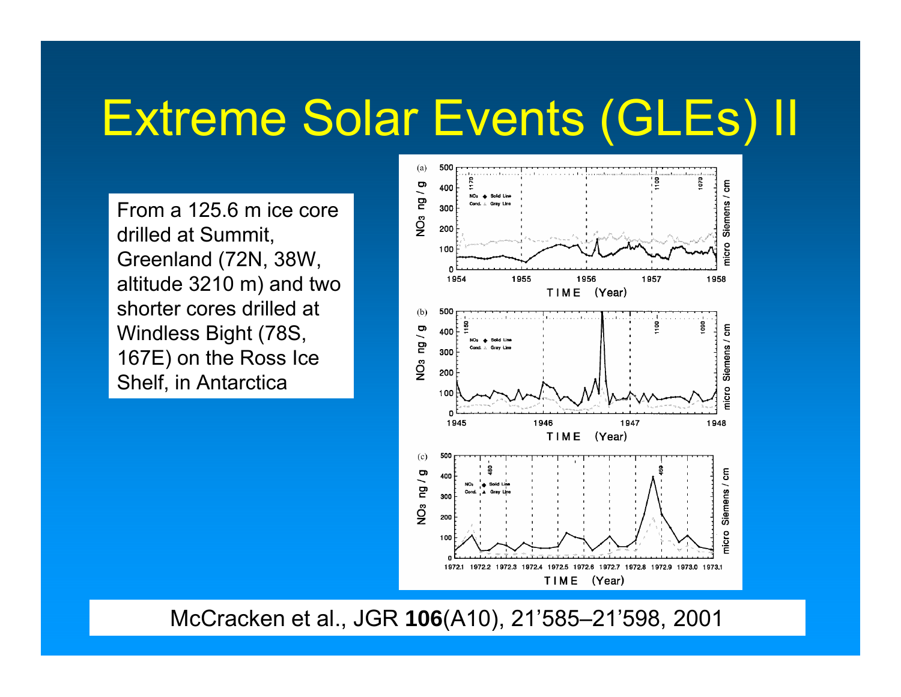# Extreme Solar Events (GLEs) II

From a 125.6 m ice core drilled at Summit, Greenland (72N, 38W, altitude 3210 m) and two shorter cores drilled at Windless Bight (78S, 167E) on the Ross Ice Shelf, in Antarctica

McCracken et al., JGR **106**(A10), 21’585–21’598, 2001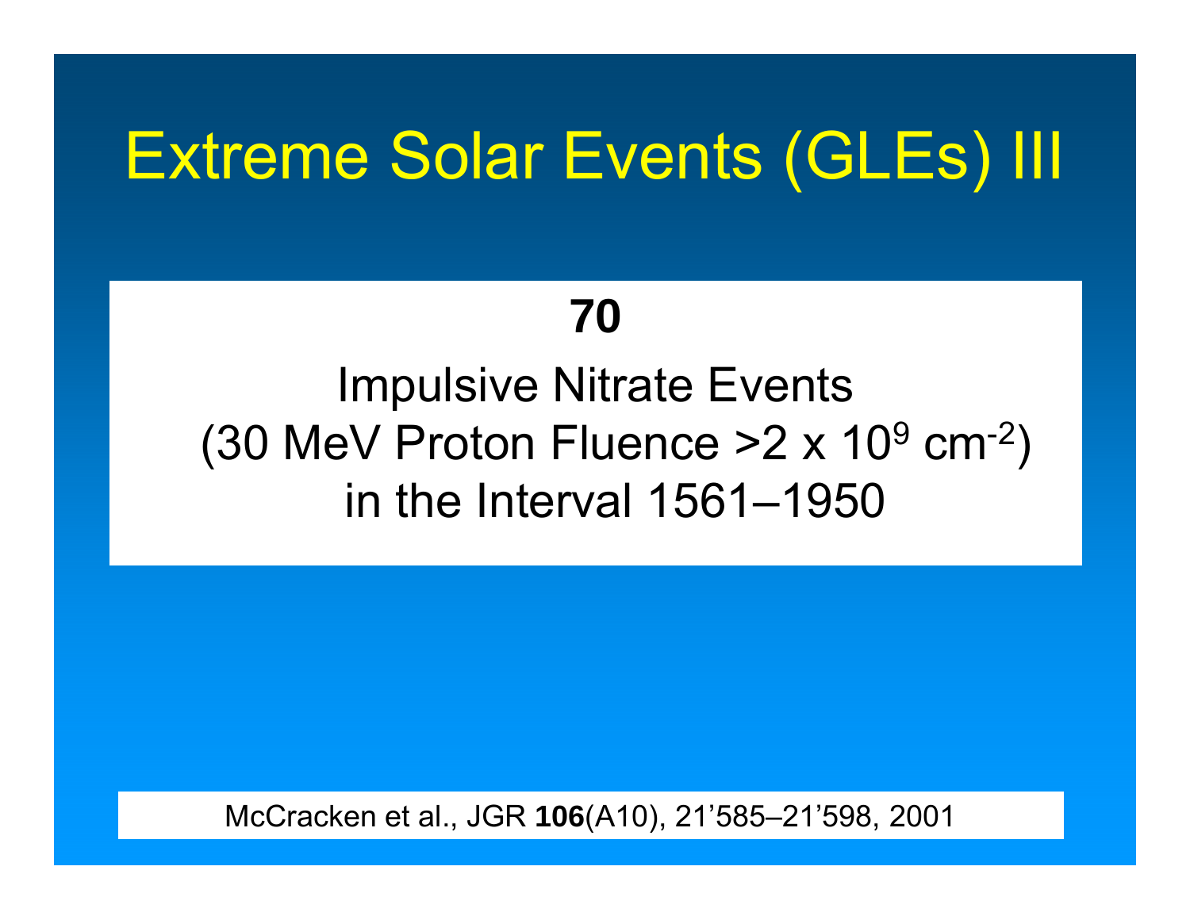# Extreme Solar Events (GLEs) III

**70**

Impulsive Nitrate Events
(30 MeV Proton Fluence $>2 \times 10^9$ cm$^{-2}$)
in the Interval 1561–1950

McCracken et al., JGR **106**(A10), 21’585–21’598, 2001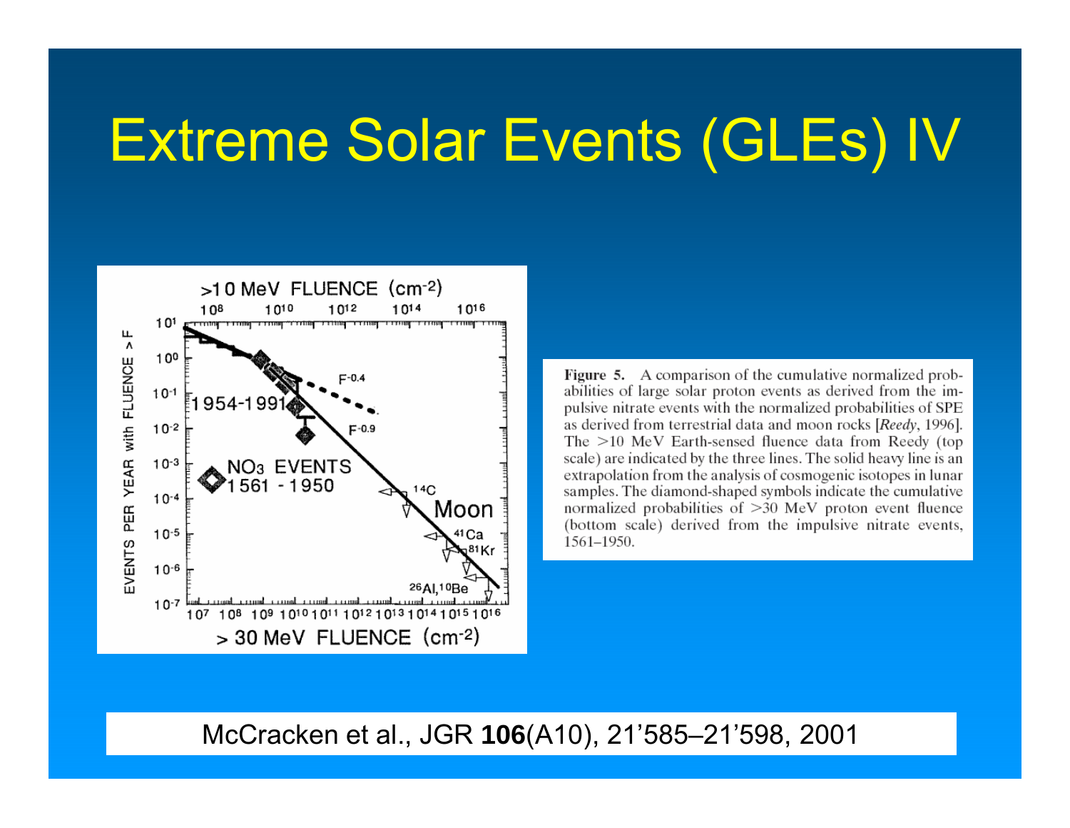# Extreme Solar Events (GLEs) IV

Figure 5. A comparison of the cumulative normalized probabilities of large solar proton events as derived from the impulsive nitrate events with the normalized probabilities of SPE as derived from terrestrial data and moon rocks [*Reedy*, 1996]. The >10 MeV Earth-sensed fluence data from Reedy (top scale) are indicated by the three lines. The solid heavy line is an extrapolation from the analysis of cosmogenic isotopes in lunar samples. The diamond-shaped symbols indicate the cumulative normalized probabilities of >30 MeV proton event fluence (bottom scale) derived from the impulsive nitrate events, 1561–1950.

McCracken et al., JGR **106**(A10), 21’585–21’598, 2001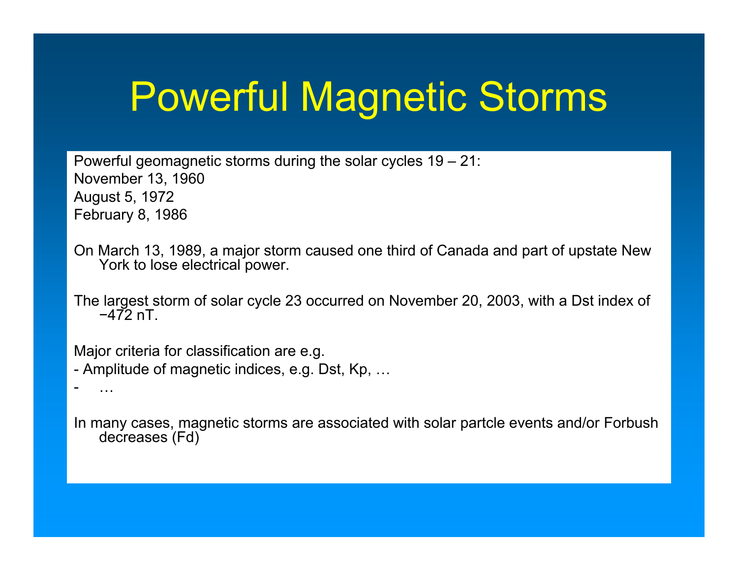# Powerful Magnetic Storms

Powerful geomagnetic storms during the solar cycles 19 – 21:
November 13, 1960
August 5, 1972
February 8, 1986

On March 13, 1989, a major storm caused one third of Canada and part of upstate New York to lose electrical power.

The largest storm of solar cycle 23 occurred on November 20, 2003, with a Dst index of −472 nT.

Major criteria for classification are e.g.

- Amplitude of magnetic indices, e.g. Dst, Kp, …
- …

In many cases, magnetic storms are associated with solar partcle events and/or Forbush decreases (Fd)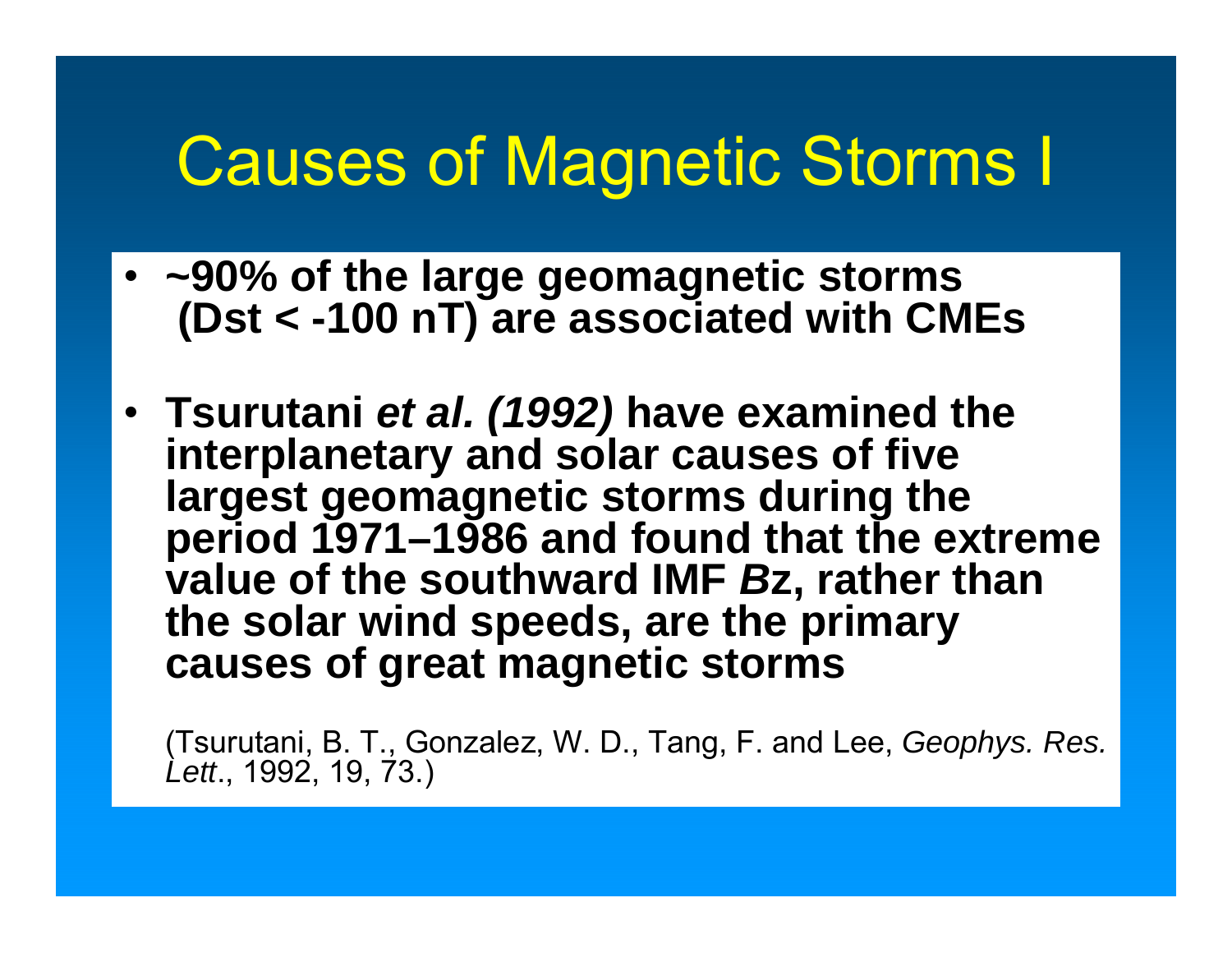# Causes of Magnetic Storms I

- **~90% of the large geomagnetic storms (Dst < -100 nT) are associated with CMEs**

- **Tsurutani *et al. (1992)* have examined the interplanetary and solar causes of five largest geomagnetic storms during the period 1971–1986 and found that the extreme value of the southward IMF *B*z, rather than the solar wind speeds, are the primary causes of great magnetic storms**

  (Tsurutani, B. T., Gonzalez, W. D., Tang, F. and Lee, *Geophys. Res. Lett*., 1992, 19, 73.)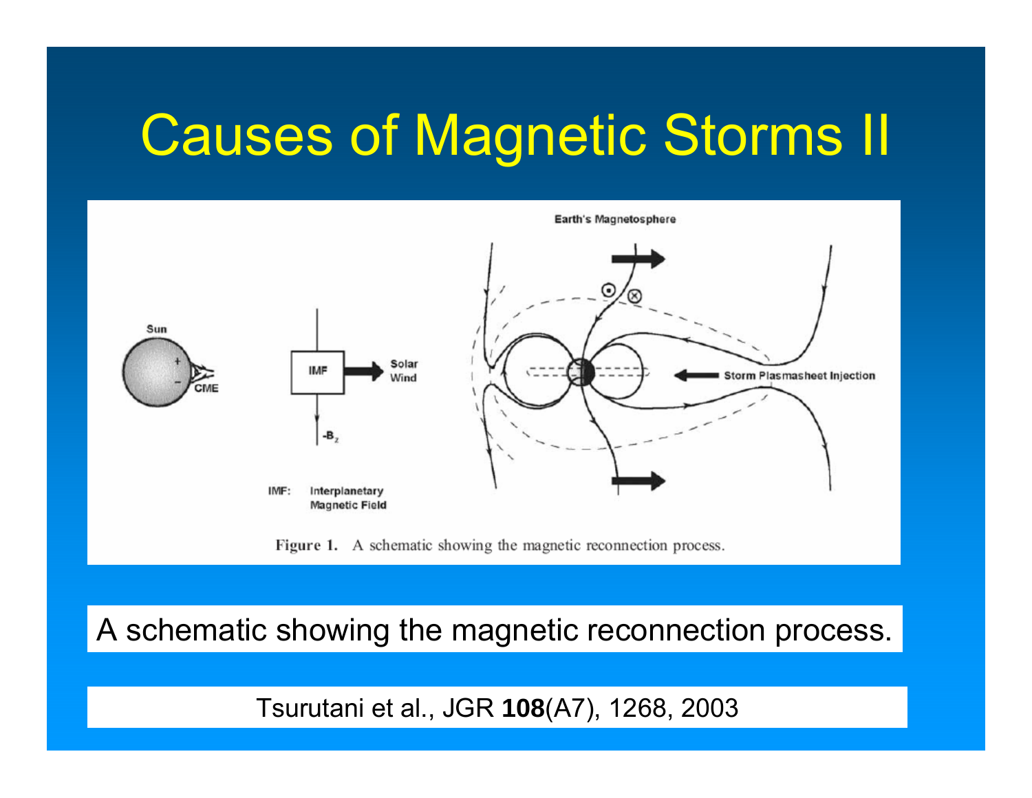# Causes of Magnetic Storms II

Figure 1. A schematic showing the magnetic reconnection process.

A schematic showing the magnetic reconnection process.

Tsurutani et al., JGR **108**(A7), 1268, 2003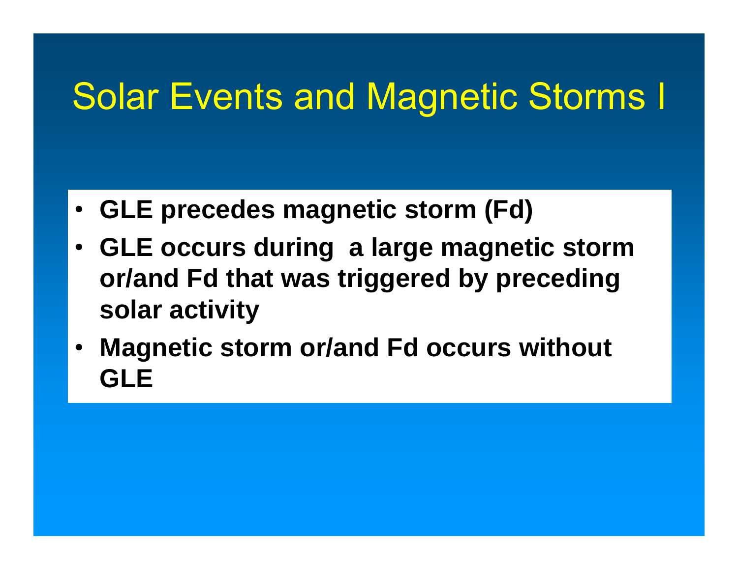# Solar Events and Magnetic Storms I

- **GLE precedes magnetic storm (Fd)**
- **GLE occurs during a large magnetic storm or/and Fd that was triggered by preceding solar activity**
- **Magnetic storm or/and Fd occurs without GLE**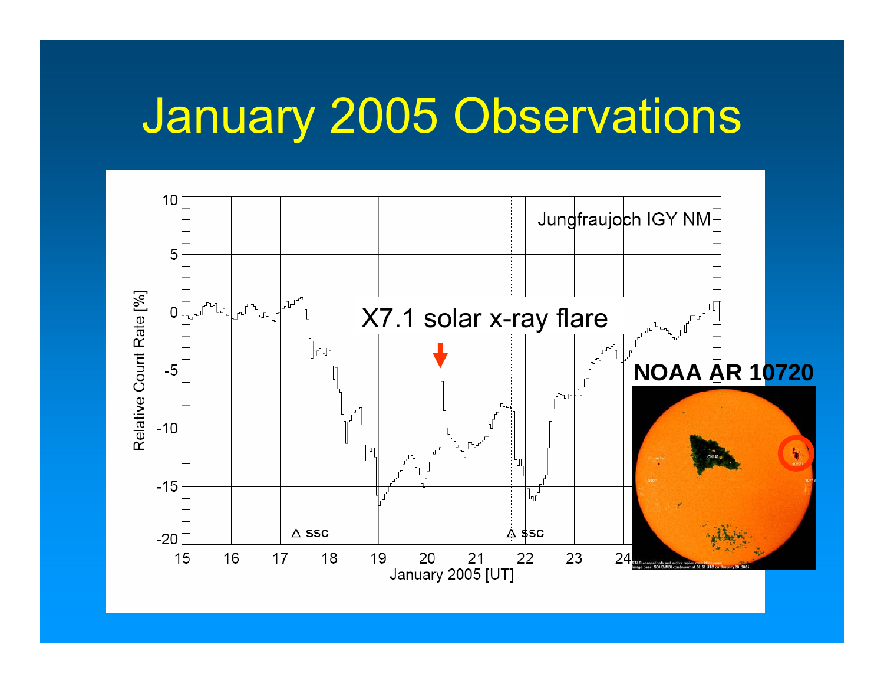# January 2005 Observations

Jungfraujoch IGY NM

X7.1 solar x-ray flare

NOAA AR 10720

Relative Count Rate [%]

January 2005 [UT]

ssc

ssc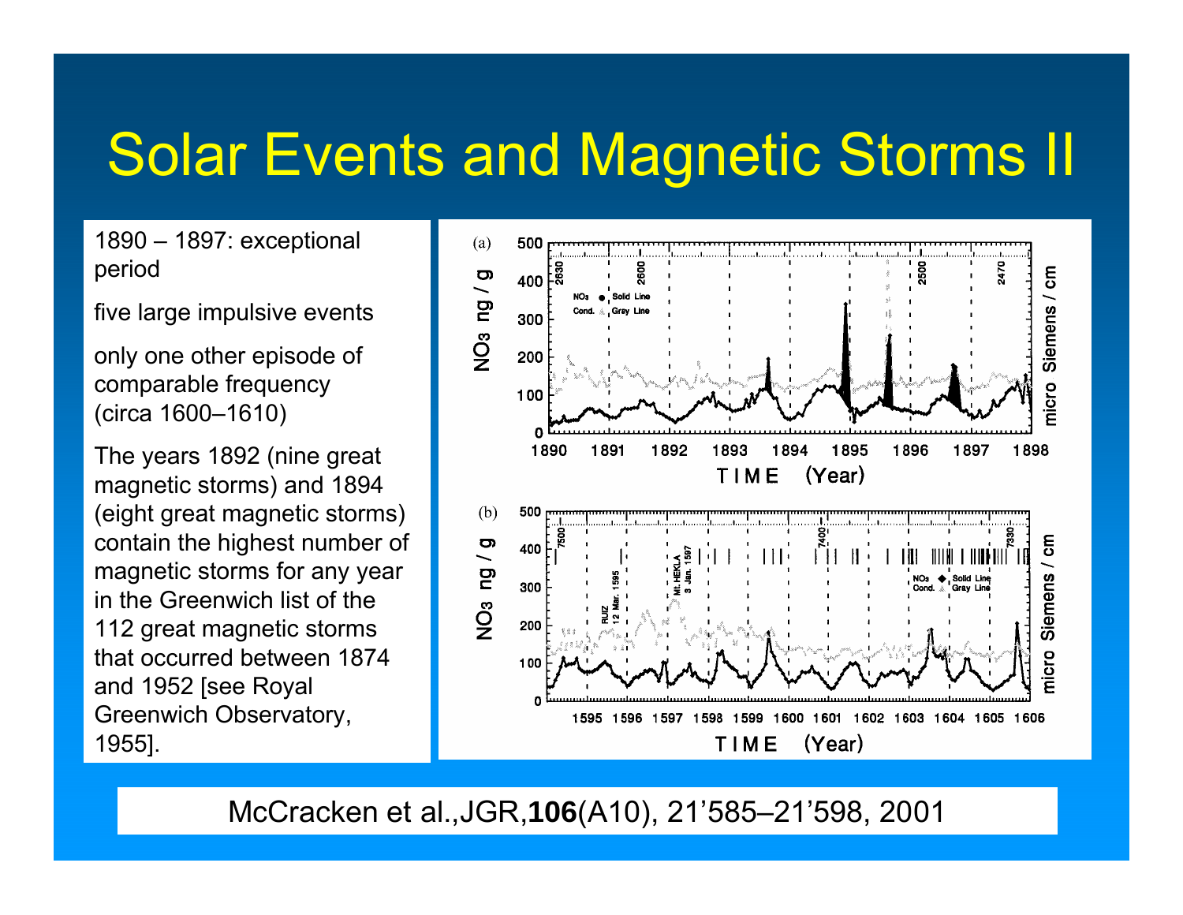# Solar Events and Magnetic Storms II

1890 – 1897: exceptional period

five large impulsive events

only one other episode of comparable frequency (circa 1600–1610)

The years 1892 (nine great magnetic storms) and 1894 (eight great magnetic storms) contain the highest number of magnetic storms for any year in the Greenwich list of the 112 great magnetic storms that occurred between 1874 and 1952 [see Royal Greenwich Observatory, 1955].

McCracken et al.,JGR,**106**(A10), 21’585–21’598, 2001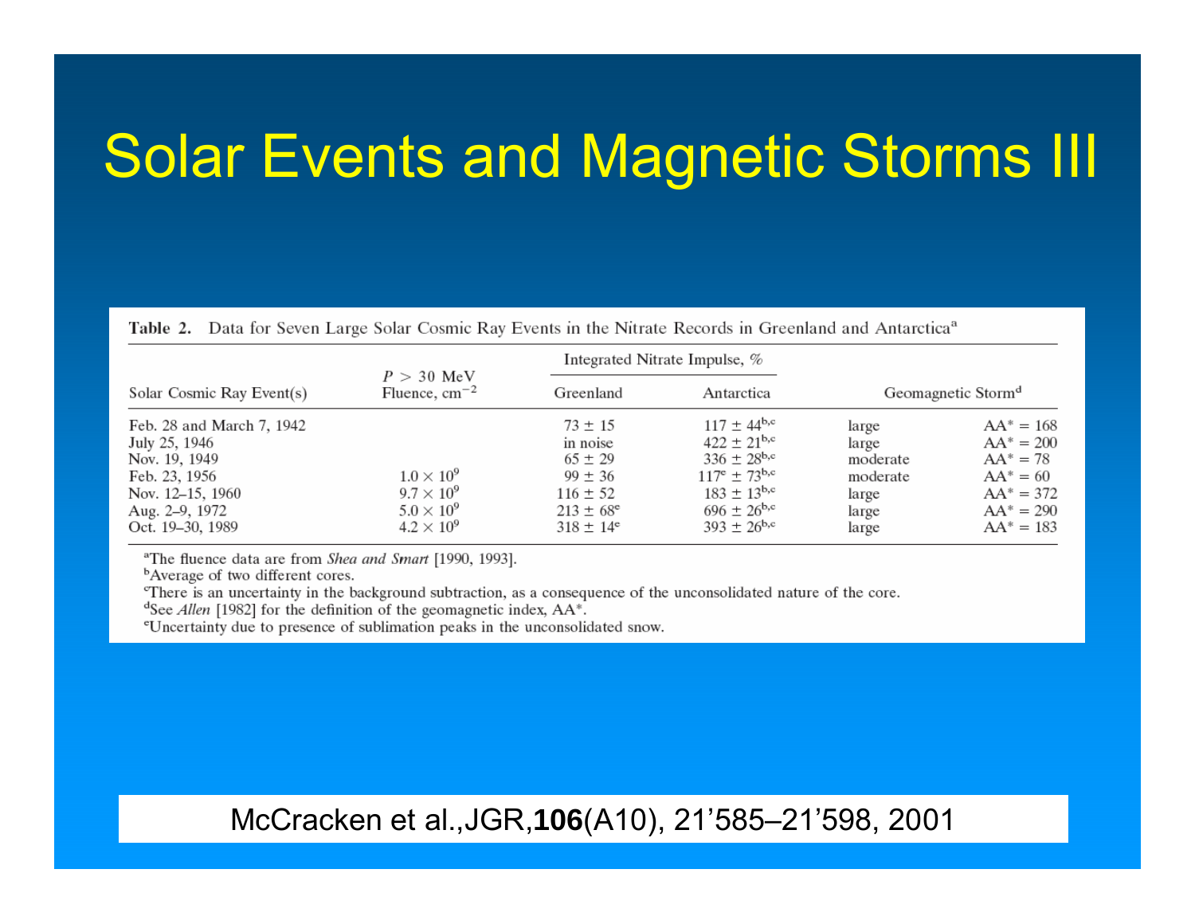# Solar Events and Magnetic Storms III

**Table 2.** Data for Seven Large Solar Cosmic Ray Events in the Nitrate Records in Greenland and Antarctica[a]

| Solar Cosmic Ray Event(s) | $P > 30$ MeV Fluence, $cm^{-2}$ | Integrated Nitrate Impulse, % | | Geomagnetic Storm[d] | |
|---|---|---|---|---|---|
| | | Greenland | Antarctica | | |
| Feb. 28 and March 7, 1942 | | $73 \pm 15$ | $117 \pm 44$[b,c] | large | AA* = 168 |
| July 25, 1946 | | in noise | $422 \pm 21$[b,c] | large | AA* = 200 |
| Nov. 19, 1949 | | $65 \pm 29$ | $336 \pm 28$[b,c] | moderate | AA* = 78 |
| Feb. 23, 1956 | $1.0 \times 10^9$ | $99 \pm 36$ | 117[e] $\pm 73$[b,c] | moderate | AA* = 60 |
| Nov. 12–15, 1960 | $9.7 \times 10^9$ | $116 \pm 52$ | $183 \pm 13$[b,c] | large | AA* = 372 |
| Aug. 2–9, 1972 | $5.0 \times 10^9$ | $213 \pm 68$[e] | $696 \pm 26$[b,c] | large | AA* = 290 |
| Oct. 19–30, 1989 | $4.2 \times 10^9$ | $318 \pm 14$[e] | $393 \pm 26$[b,c] | large | AA* = 183 |

[a]The fluence data are from *Shea and Smart* [1990, 1993].
[b]Average of two different cores.
[c]There is an uncertainty in the background subtraction, as a consequence of the unconsolidated nature of the core.
[d]See *Allen* [1982] for the definition of the geomagnetic index, AA*.
[e]Uncertainty due to presence of sublimation peaks in the unconsolidated snow.

McCracken et al.,JGR,**106**(A10), 21’585–21’598, 2001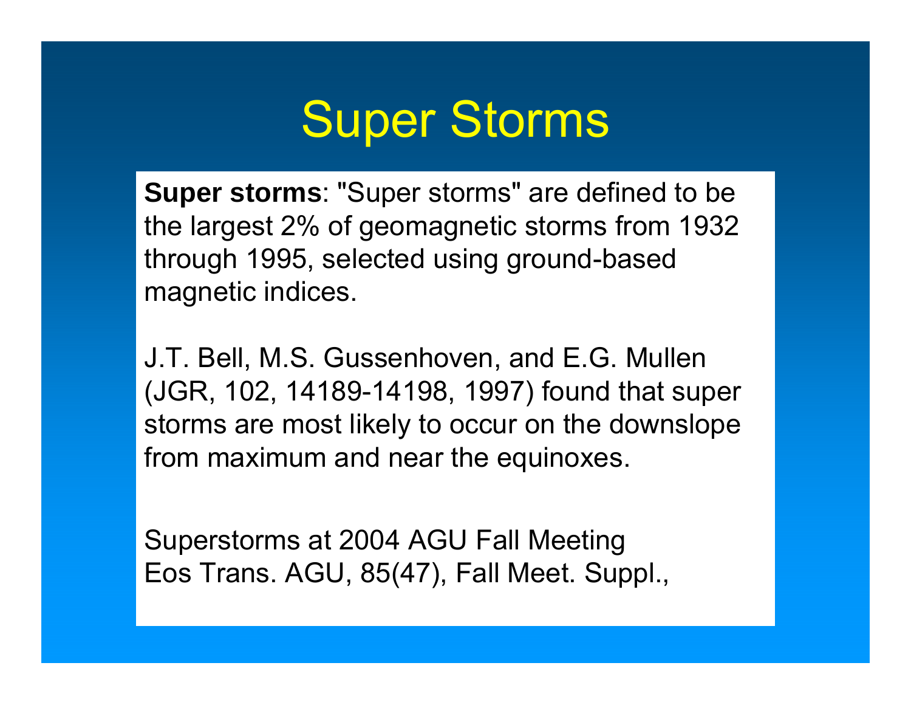# Super Storms

**Super storms**: "Super storms" are defined to be the largest 2% of geomagnetic storms from 1932 through 1995, selected using ground-based magnetic indices.

J.T. Bell, M.S. Gussenhoven, and E.G. Mullen (JGR, 102, 14189-14198, 1997) found that super storms are most likely to occur on the downslope from maximum and near the equinoxes.

Superstorms at 2004 AGU Fall Meeting
Eos Trans. AGU, 85(47), Fall Meet. Suppl.,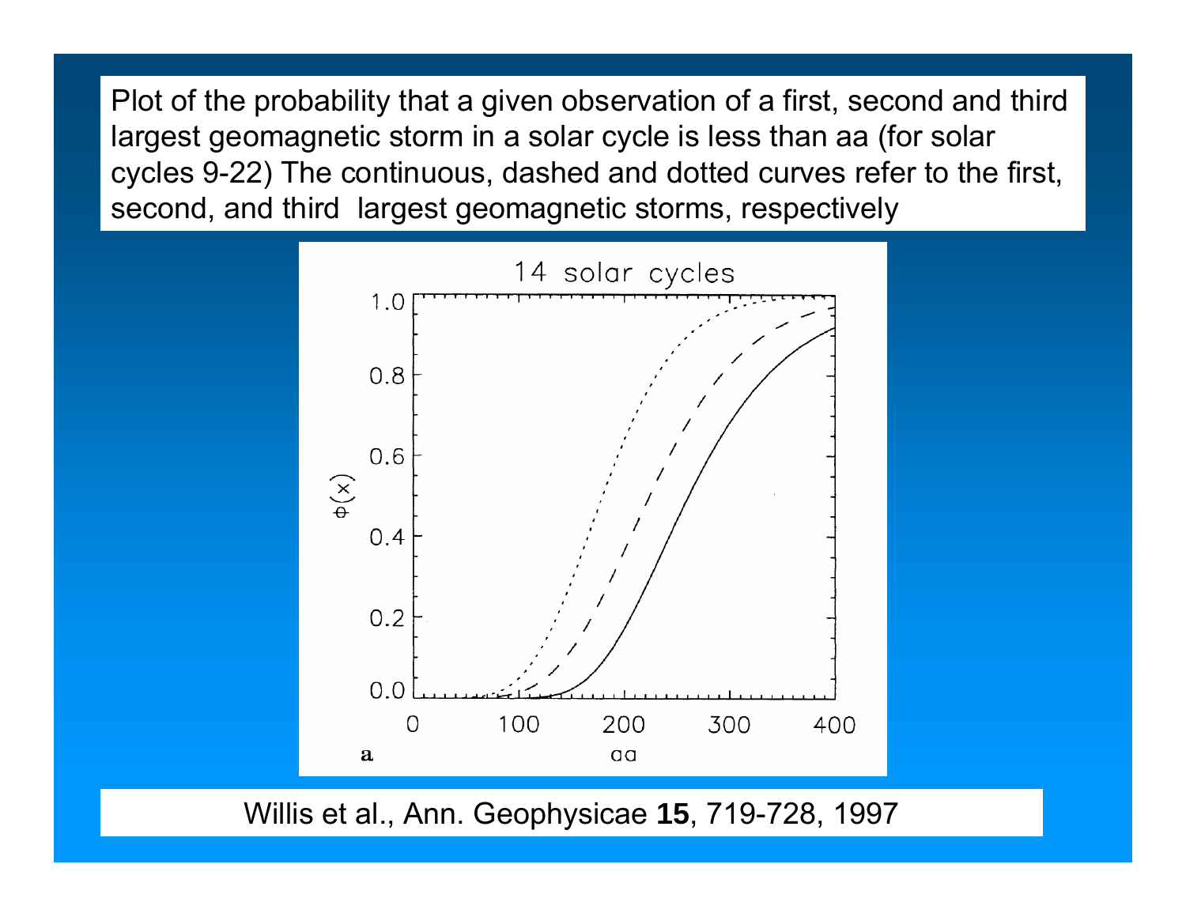Plot of the probability that a given observation of a first, second and third largest geomagnetic storm in a solar cycle is less than aa (for solar cycles 9-22) The continuous, dashed and dotted curves refer to the first, second, and third largest geomagnetic storms, respectively

Willis et al., Ann. Geophysicae **15**, 719-728, 1997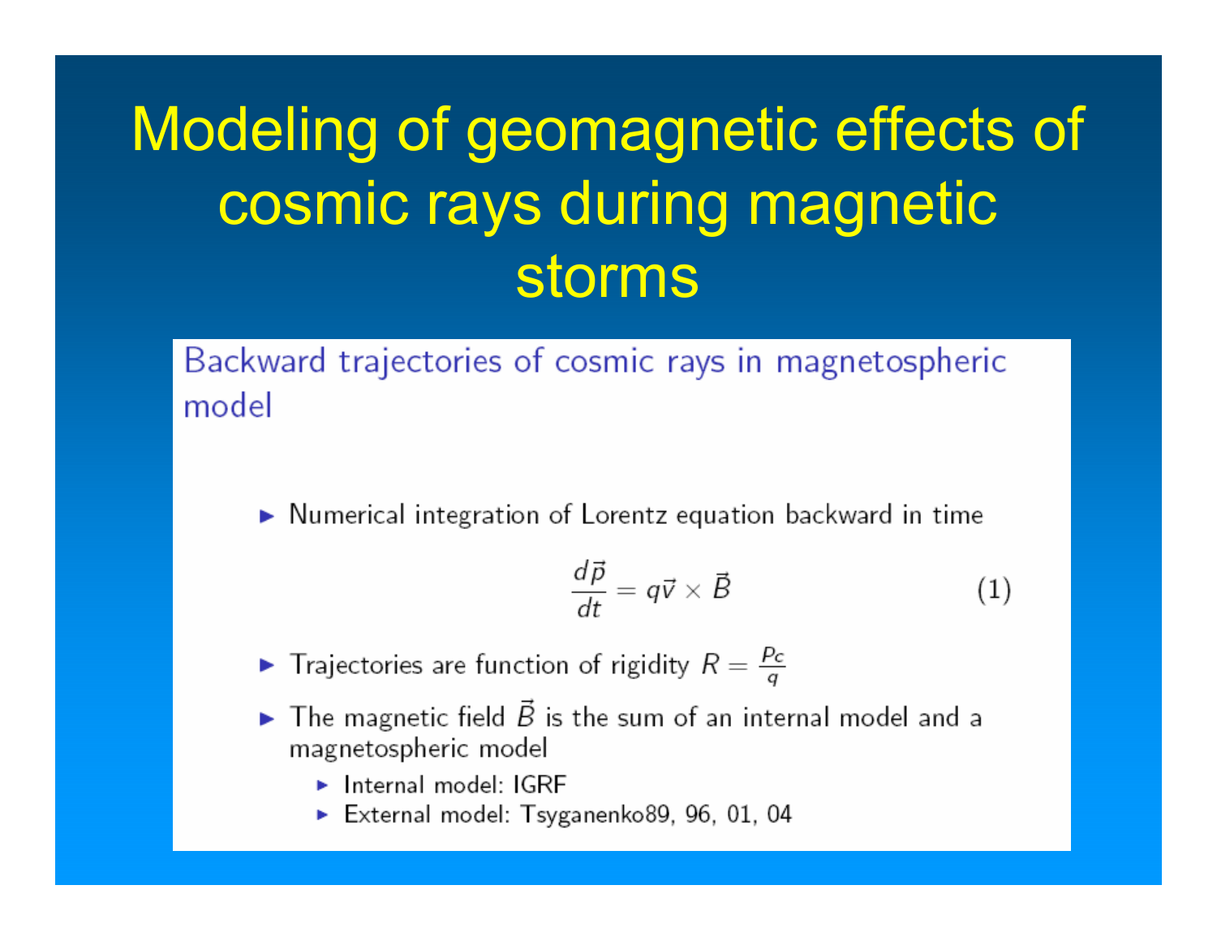# Modeling of geomagnetic effects of cosmic rays during magnetic storms

## Backward trajectories of cosmic rays in magnetospheric model

- Numerical integration of Lorentz equation backward in time

$$\frac{d\vec{p}}{dt} = q\vec{v} \times \vec{B} \qquad (1)$$

- Trajectories are function of rigidity $R = \frac{pc}{q}$
- The magnetic field $\vec{B}$ is the sum of an internal model and a magnetospheric model
  - Internal model: IGRF
  - External model: Tsyganenko89, 96, 01, 04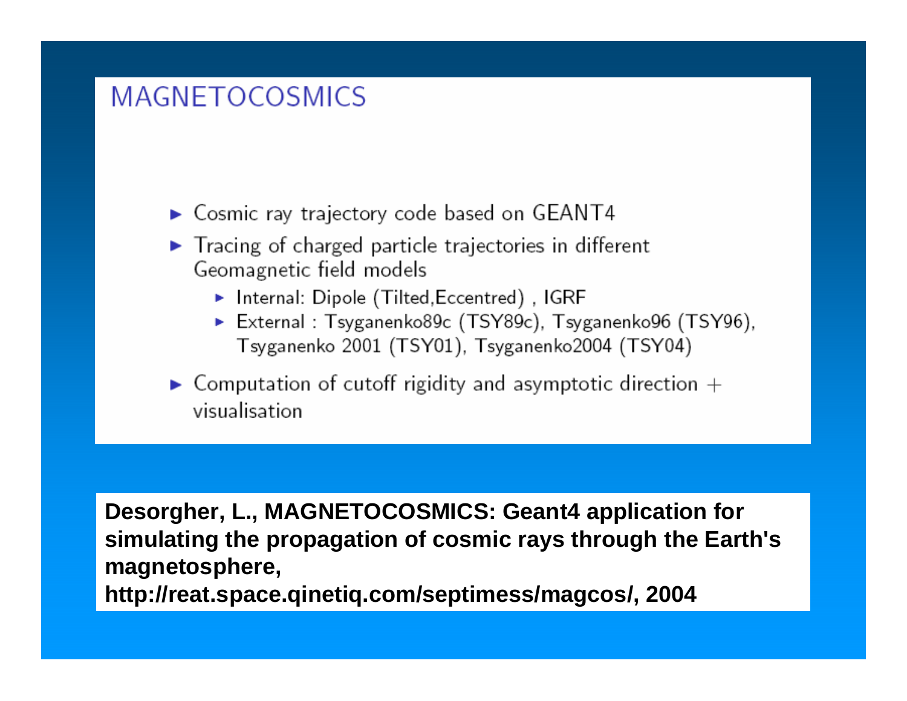# MAGNETOCOSMICS

- Cosmic ray trajectory code based on GEANT4
- Tracing of charged particle trajectories in different Geomagnetic field models
  - Internal: Dipole (Tilted,Eccentred) , IGRF
  - External : Tsyganenko89c (TSY89c), Tsyganenko96 (TSY96), Tsyganenko 2001 (TSY01), Tsyganenko2004 (TSY04)
- Computation of cutoff rigidity and asymptotic direction + visualisation

**Desorgher, L., MAGNETOCOSMICS: Geant4 application for simulating the propagation of cosmic rays through the Earth's magnetosphere, http://reat.space.qinetiq.com/septimess/magcos/, 2004**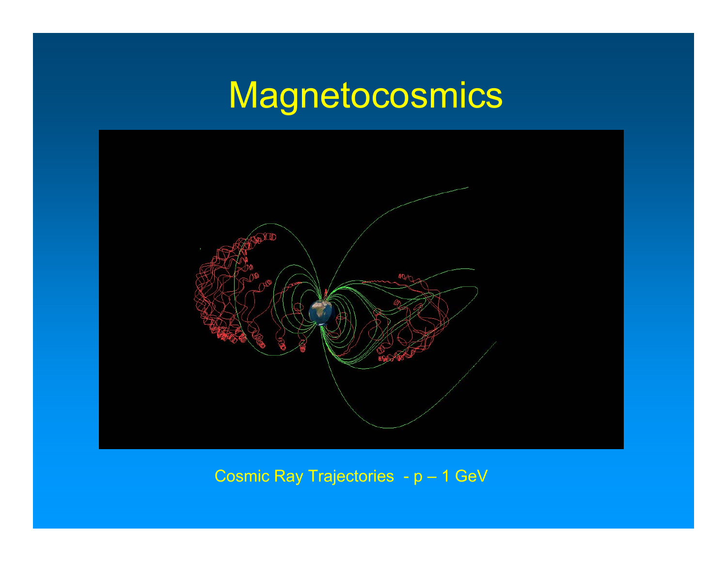# Magnetocosmics

Cosmic Ray Trajectories - p – 1 GeV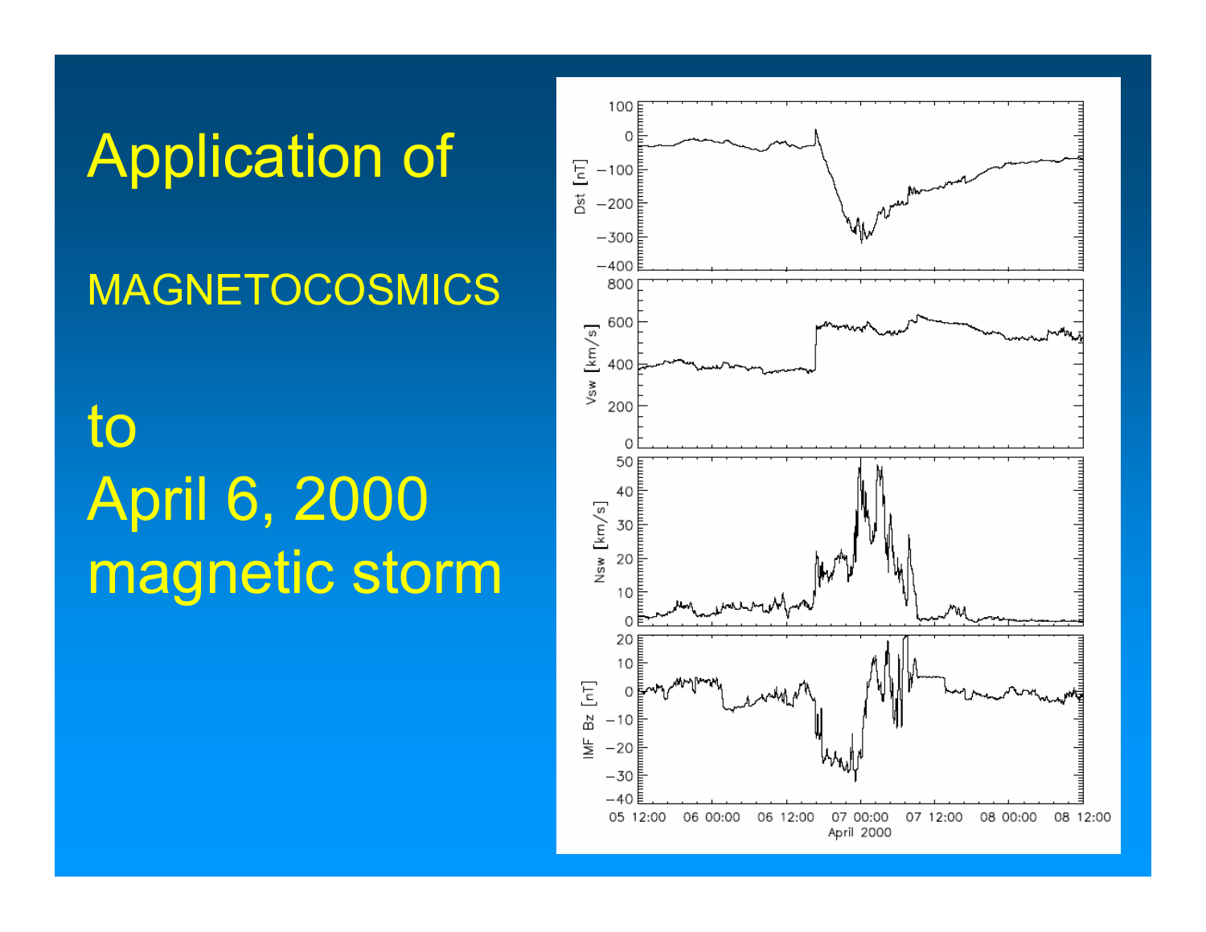# Application of

MAGNETOCOSMICS

to
April 6, 2000
magnetic storm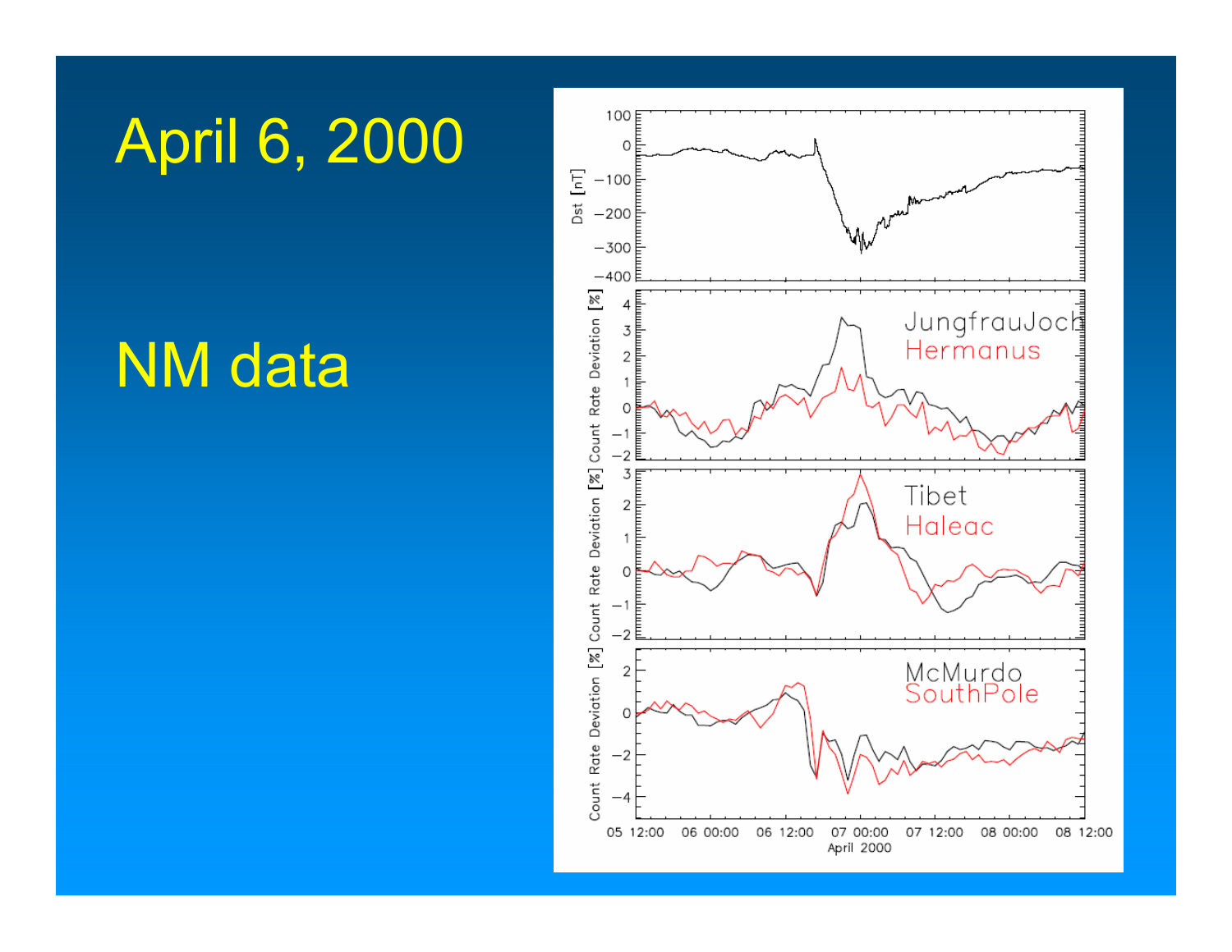# April 6, 2000

# NM data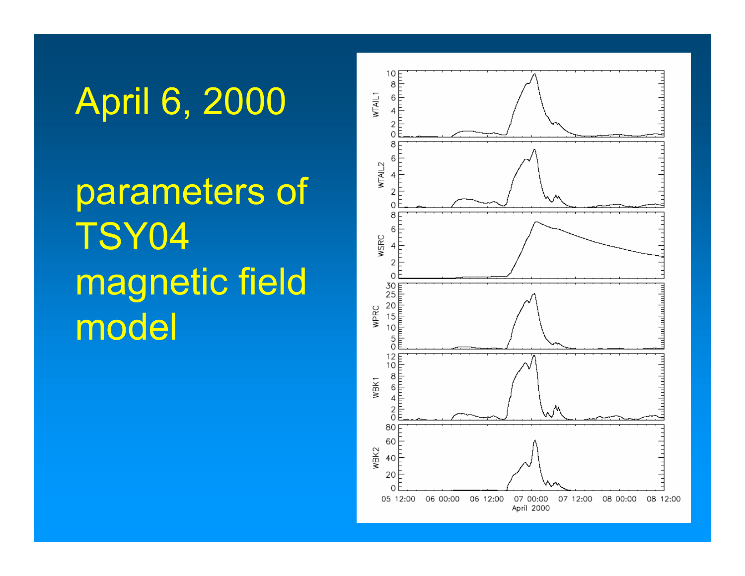# April 6, 2000

parameters of TSY04 magnetic field model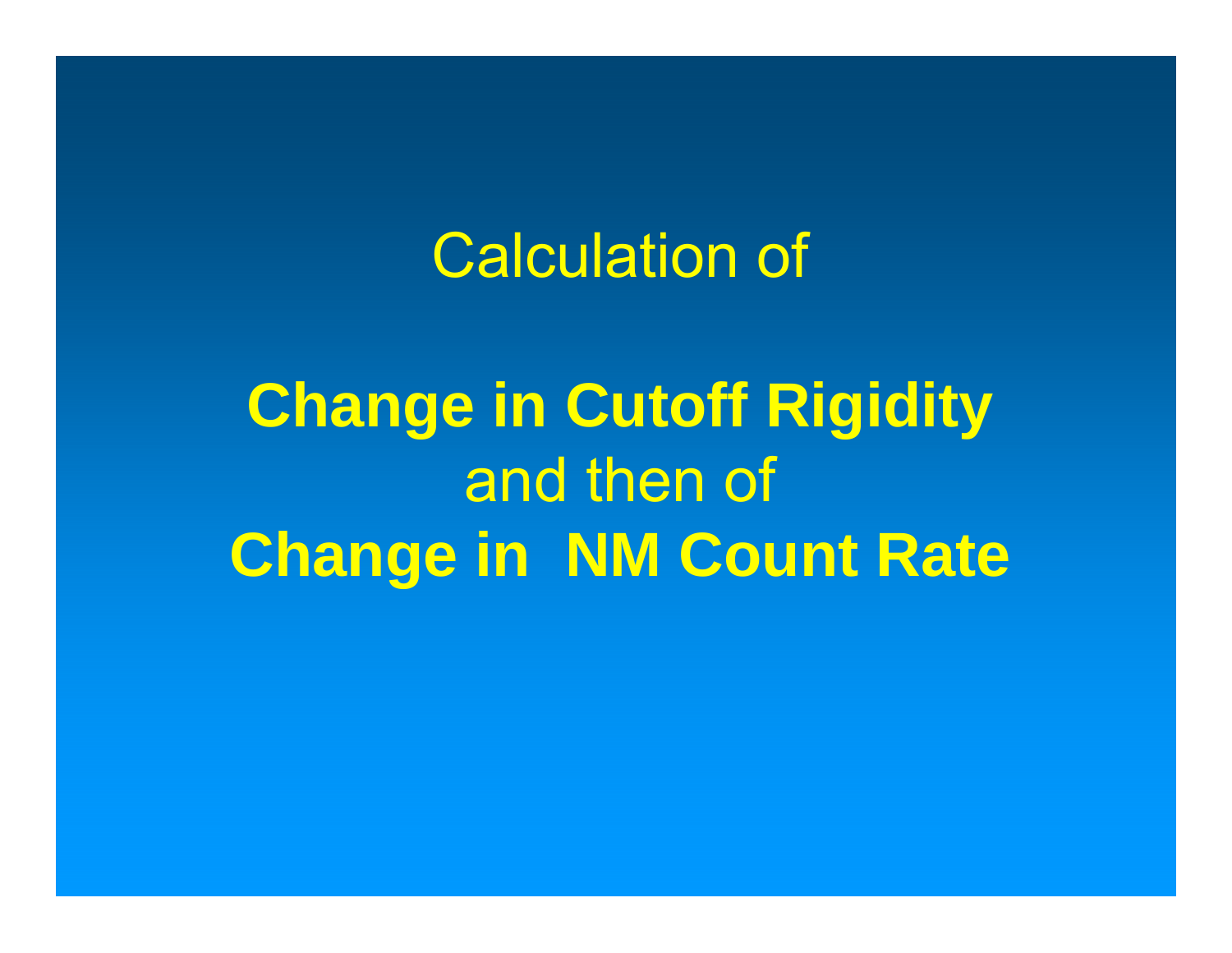Calculation of

**Change in Cutoff Rigidity**
and then of
**Change in NM Count Rate**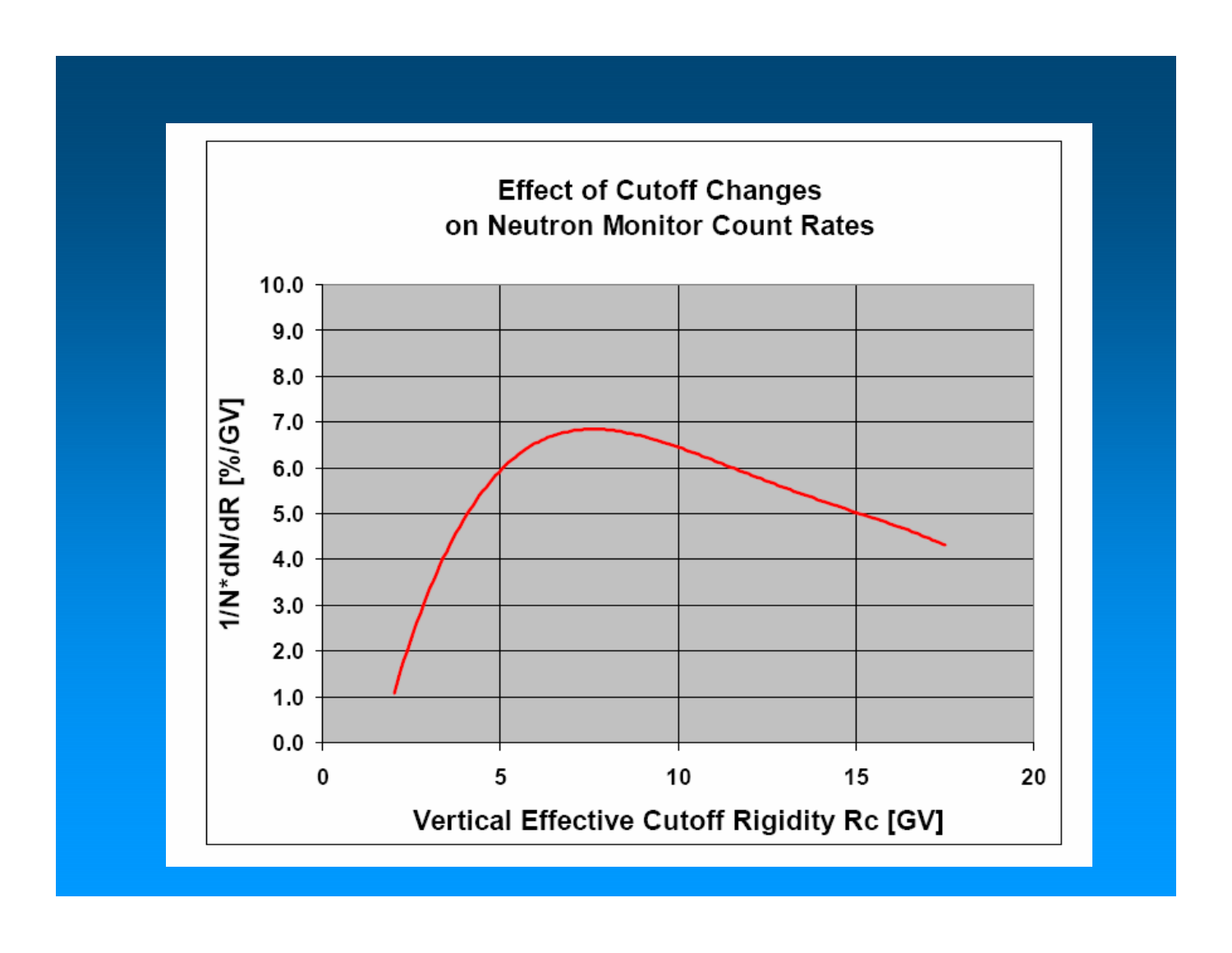## Effect of Cutoff Changes on Neutron Monitor Count Rates

1/N*dN/dR [%/GV]

Vertical Effective Cutoff Rigidity Rc [GV]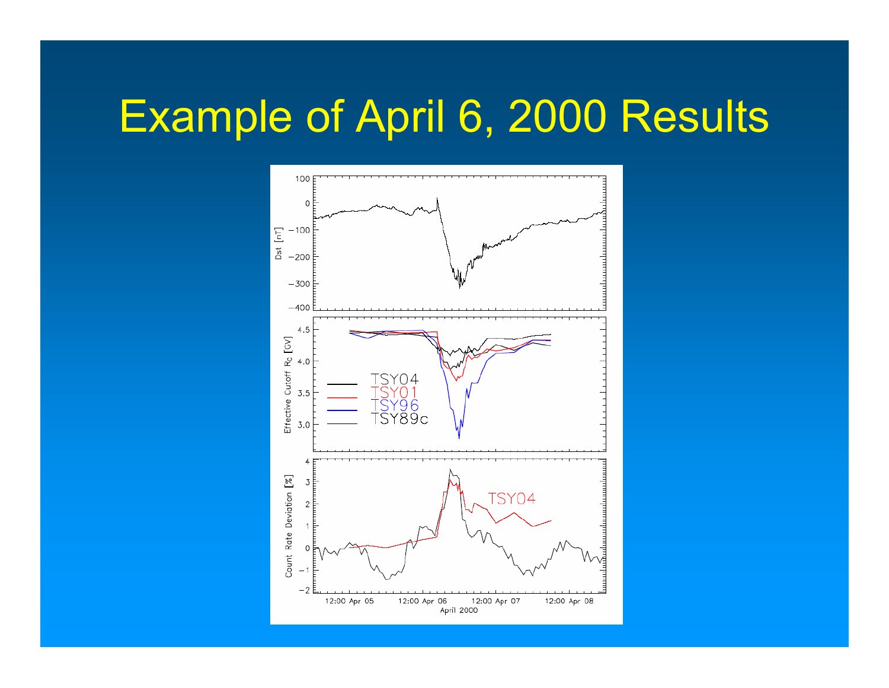# Example of April 6, 2000 Results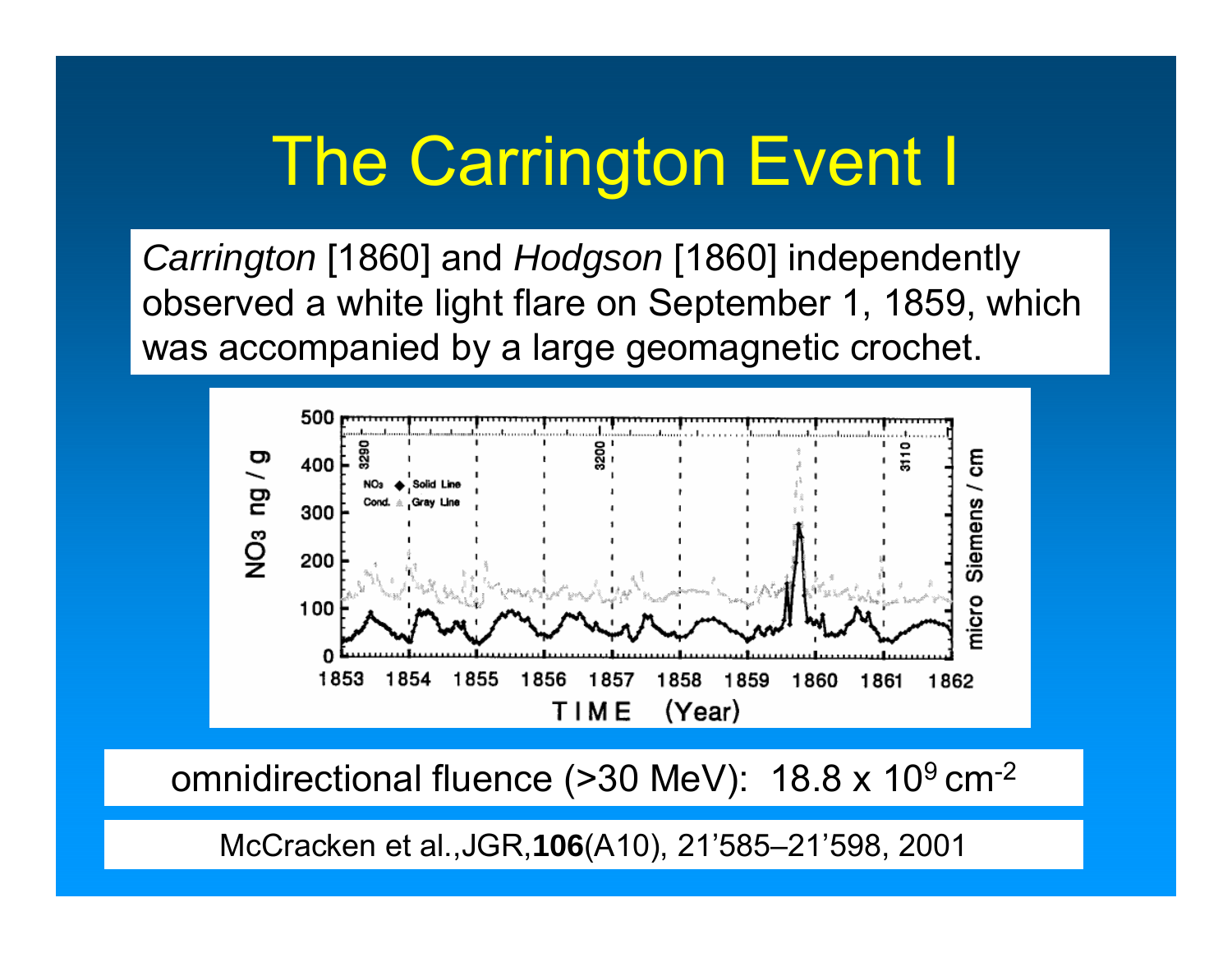# The Carrington Event I

*Carrington* [1860] and *Hodgson* [1860] independently observed a white light flare on September 1, 1859, which was accompanied by a large geomagnetic crochet.

omnidirectional fluence (>30 MeV): $18.8 \times 10^9$ $cm^{-2}$

McCracken et al.,JGR,**106**(A10), 21’585–21’598, 2001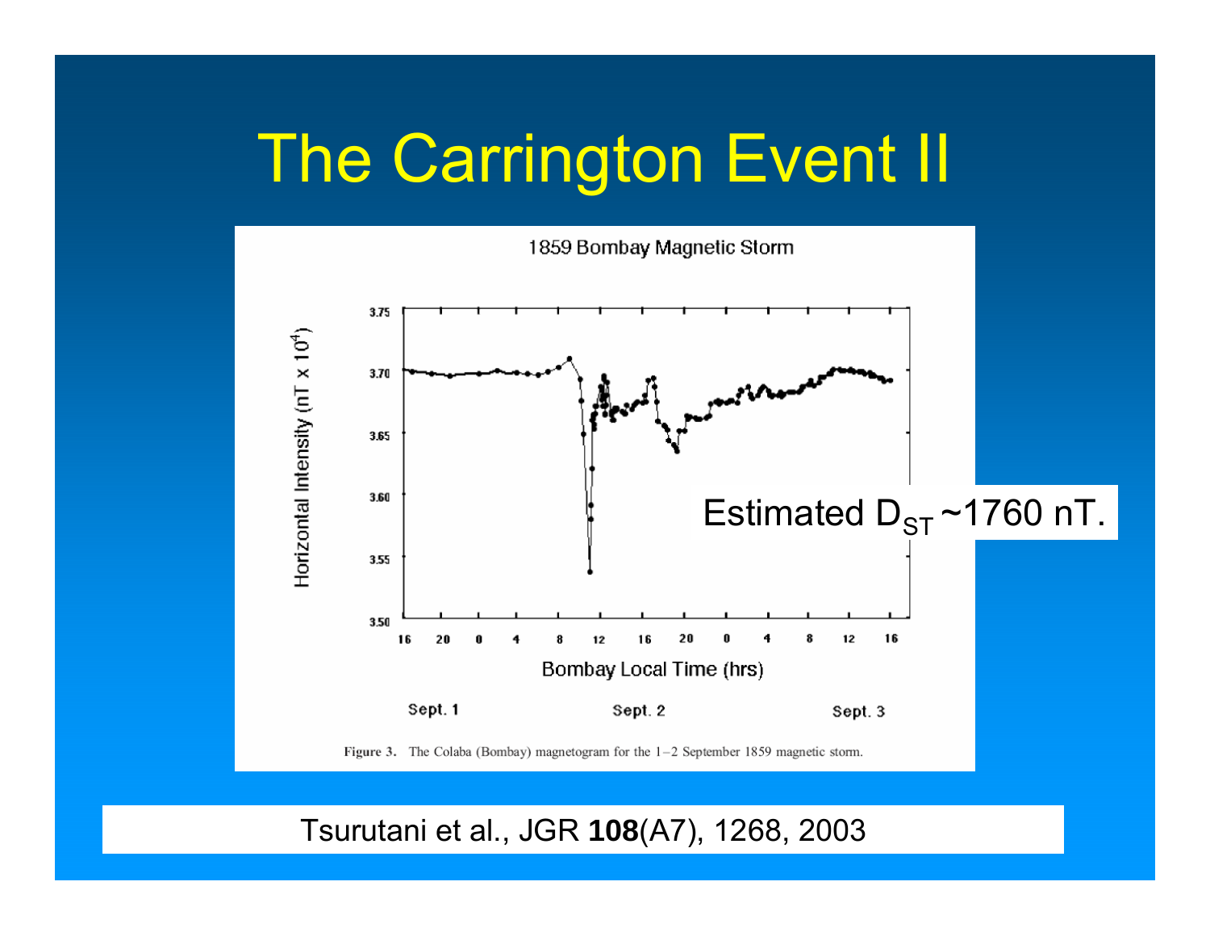# The Carrington Event II

1859 Bombay Magnetic Storm

Estimated $D_{ST}$ ~1760 nT.

Figure 3. The Colaba (Bombay) magnetogram for the 1–2 September 1859 magnetic storm.

Tsurutani et al., JGR **108**(A7), 1268, 2003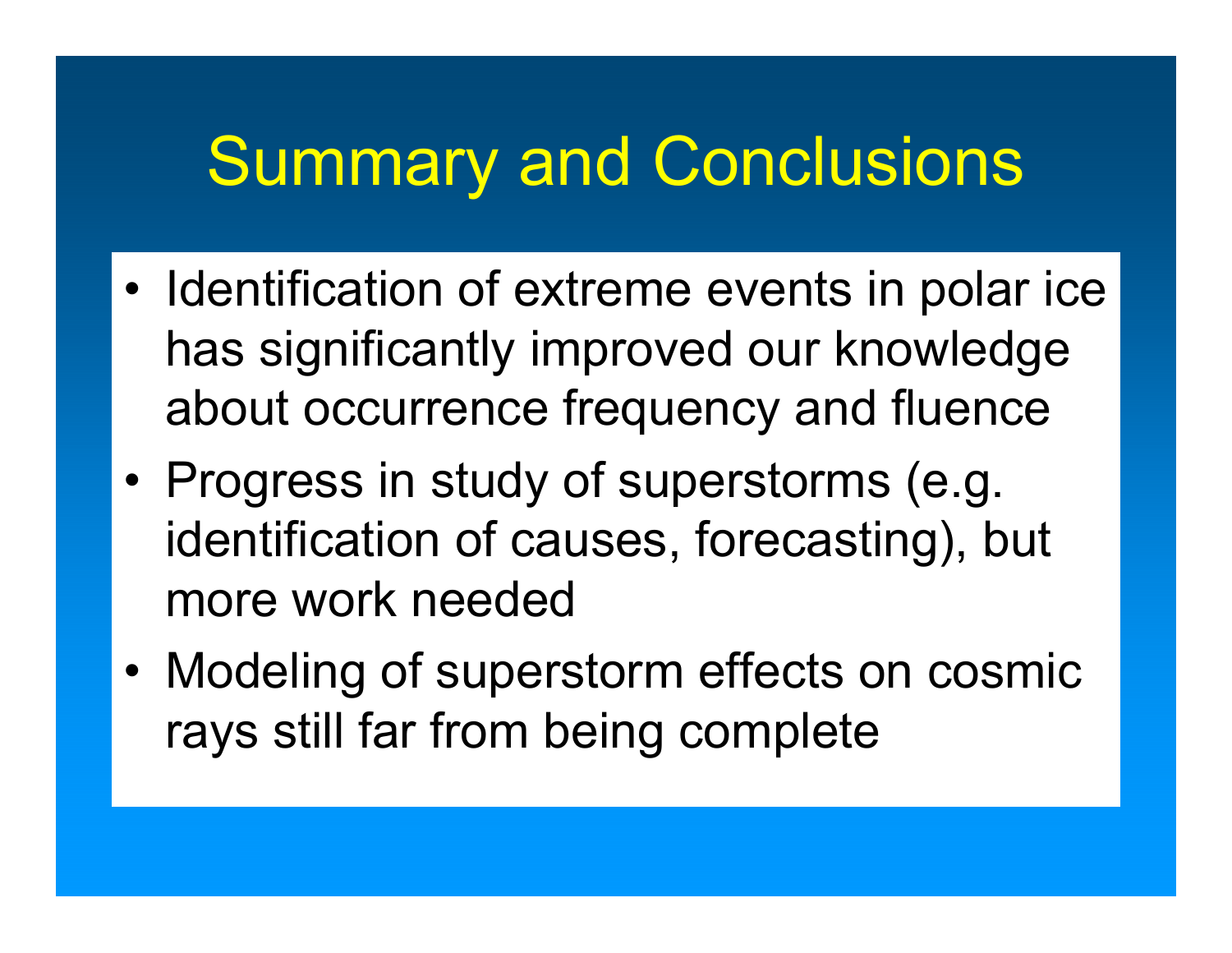# Summary and Conclusions

- Identification of extreme events in polar ice has significantly improved our knowledge about occurrence frequency and fluence
- Progress in study of superstorms (e.g. identification of causes, forecasting), but more work needed
- Modeling of superstorm effects on cosmic rays still far from being complete